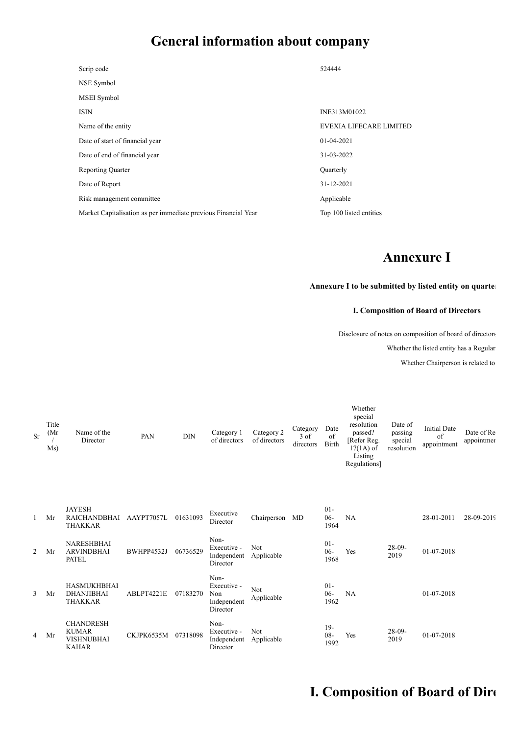# General information about company

| | |
|---|---|
| Scrip code | 524444 |
| NSE Symbol | |
| MSEI Symbol | |
| ISIN | INE313M01022 |
| Name of the entity | EVEXIA LIFECARE LIMITED |
| Date of start of financial year | 01-04-2021 |
| Date of end of financial year | 31-03-2022 |
| Reporting Quarter | Quarterly |
| Date of Report | 31-12-2021 |
| Risk management committee | Applicable |
| Market Capitalisation as per immediate previous Financial Year | Top 100 listed entities |

# Annexure I

**Annexure I to be submitted by listed entity on quarte**

**I. Composition of Board of Directors**

Disclosure of notes on composition of board of directors

Whether the listed entity has a Regular

Whether Chairperson is related to

| Sr | Title (Mr / Ms) | Name of the Director | PAN | DIN | Category 1 of directors | Category 2 of directors | Category 3 of directors | Date of Birth | Whether special resolution passed? [Refer Reg. 17(1A) of Listing Regulations] | Date of passing special resolution | Initial Date of appointment | Date of Re appointmen |
|---|---|---|---|---|---|---|---|---|---|---|---|---|
| 1 | Mr | JAYESH RAICHANDBHAI THAKKAR | AAYPT7057L | 01631093 | Executive Director | Chairperson | MD | 01-06-1964 | NA | | 28-01-2011 | 28-09-2019 |
| 2 | Mr | NARESHBHAI ARVINDBHAI PATEL | BWHPP4532J | 06736529 | Non-Executive - Independent Director | Not Applicable | | 01-06-1968 | Yes | 28-09-2019 | 01-07-2018 | |
| 3 | Mr | HASMUKHBHAI DHANJIBHAI THAKKAR | ABLPT4221E | 07183270 | Non-Executive - Non Independent Director | Not Applicable | | 01-06-1962 | NA | | 01-07-2018 | |
| 4 | Mr | CHANDRESH KUMAR VISHNUBHAI KAHAR | CKJPK6535M | 07318098 | Non-Executive - Independent Director | Not Applicable | | 19-08-1992 | Yes | 28-09-2019 | 01-07-2018 | |

# I. Composition of Board of Dir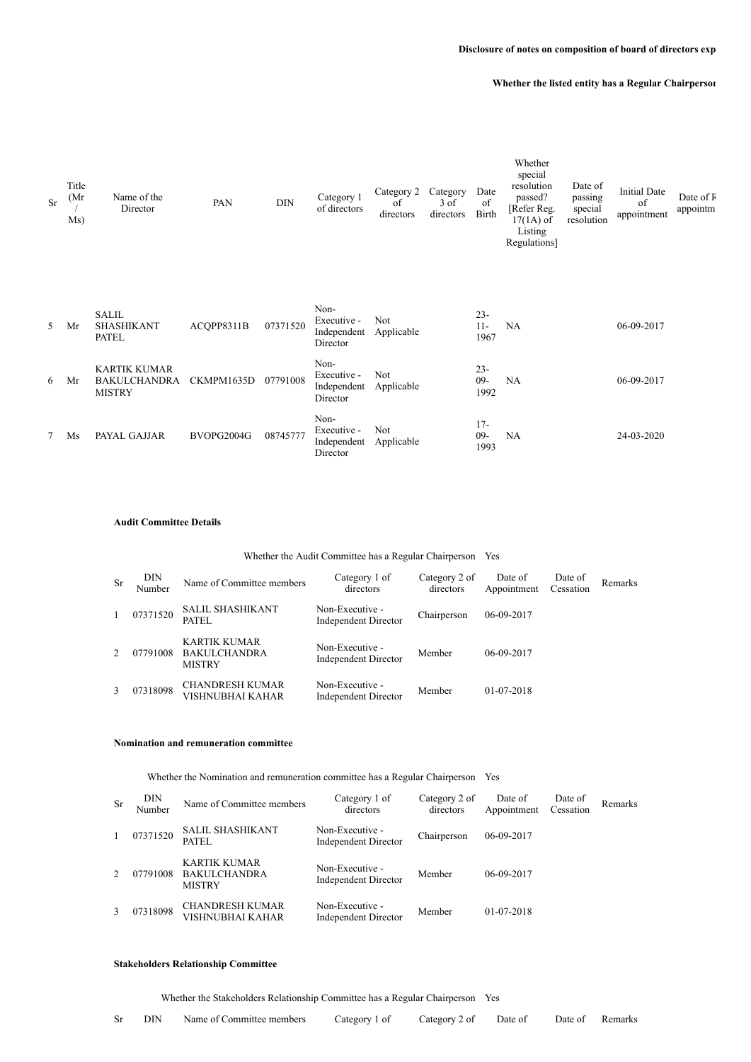**Disclosure of notes on composition of board of directors exp**

**Whether the listed entity has a Regular Chairperson**

| Sr | Title (Mr / Ms) | Name of the Director | PAN | DIN | Category 1 of directors | Category 2 of directors | Category 3 of directors | Date of Birth | Whether special resolution passed? [Refer Reg. 17(1A) of Listing Regulations] | Date of passing special resolution | Initial Date of appointment | Date of R appointm |
|---|---|---|---|---|---|---|---|---|---|---|---|---|
| 5 | Mr | SALIL SHASHIKANT PATEL | ACQPP8311B | 07371520 | Non-Executive - Independent Director | Not Applicable | | 23-11-1967 | NA | | 06-09-2017 | |
| 6 | Mr | KARTIK KUMAR BAKULCHANDRA MISTRY | CKMPM1635D | 07791008 | Non-Executive - Independent Director | Not Applicable | | 23-09-1992 | NA | | 06-09-2017 | |
| 7 | Ms | PAYAL GAJJAR | BVOPG2004G | 08745777 | Non-Executive - Independent Director | Not Applicable | | 17-09-1993 | NA | | 24-03-2020 | |

**Audit Committee Details**

Whether the Audit Committee has a Regular Chairperson Yes

| Sr | DIN Number | Name of Committee members | Category 1 of directors | Category 2 of directors | Date of Appointment | Date of Cessation | Remarks |
|---|---|---|---|---|---|---|---|
| 1 | 07371520 | SALIL SHASHIKANT PATEL | Non-Executive - Independent Director | Chairperson | 06-09-2017 | | |
| 2 | 07791008 | KARTIK KUMAR BAKULCHANDRA MISTRY | Non-Executive - Independent Director | Member | 06-09-2017 | | |
| 3 | 07318098 | CHANDRESH KUMAR VISHNUBHAI KAHAR | Non-Executive - Independent Director | Member | 01-07-2018 | | |

**Nomination and remuneration committee**

Whether the Nomination and remuneration committee has a Regular Chairperson Yes

| Sr | DIN Number | Name of Committee members | Category 1 of directors | Category 2 of directors | Date of Appointment | Date of Cessation | Remarks |
|---|---|---|---|---|---|---|---|
| 1 | 07371520 | SALIL SHASHIKANT PATEL | Non-Executive - Independent Director | Chairperson | 06-09-2017 | | |
| 2 | 07791008 | KARTIK KUMAR BAKULCHANDRA MISTRY | Non-Executive - Independent Director | Member | 06-09-2017 | | |
| 3 | 07318098 | CHANDRESH KUMAR VISHNUBHAI KAHAR | Non-Executive - Independent Director | Member | 01-07-2018 | | |

**Stakeholders Relationship Committee**

Whether the Stakeholders Relationship Committee has a Regular Chairperson Yes

| Sr | DIN | Name of Committee members | Category 1 of | Category 2 of | Date of | Date of | Remarks |
|---|---|---|---|---|---|---|---|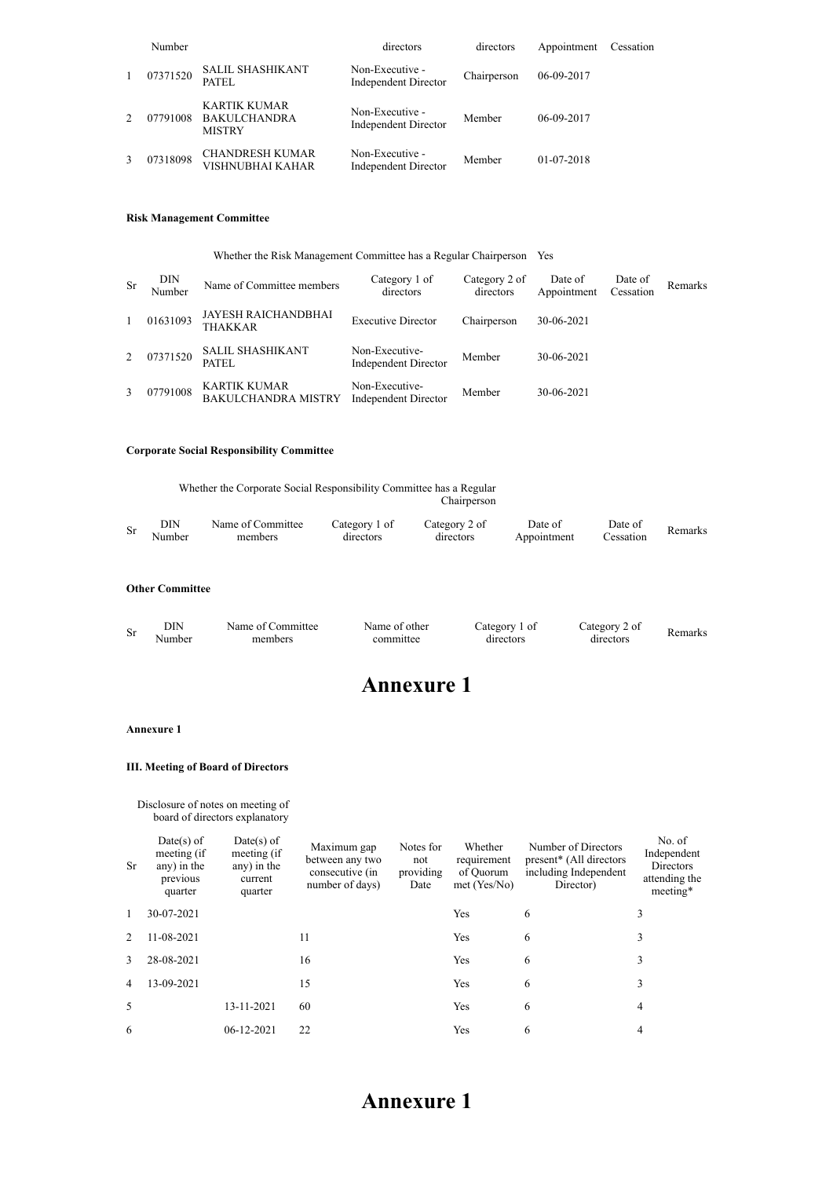| Sr | DIN Number | Name of Committee members | Category 1 of directors | Category 2 of directors | Date of Appointment | Date of Cessation | Remarks |
|---|---|---|---|---|---|---|---|
| 1 | 07371520 | SALIL SHASHIKANT PATEL | Non-Executive - Independent Director | Chairperson | 06-09-2017 | | |
| 2 | 07791008 | KARTIK KUMAR BAKULCHANDRA MISTRY | Non-Executive - Independent Director | Member | 06-09-2017 | | |
| 3 | 07318098 | CHANDRESH KUMAR VISHNUBHAI KAHAR | Non-Executive - Independent Director | Member | 01-07-2018 | | |

**Risk Management Committee**

Whether the Risk Management Committee has a Regular Chairperson Yes

| Sr | DIN Number | Name of Committee members | Category 1 of directors | Category 2 of directors | Date of Appointment | Date of Cessation | Remarks |
|---|---|---|---|---|---|---|---|
| 1 | 01631093 | JAYESH RAICHANDBHAI THAKKAR | Executive Director | Chairperson | 30-06-2021 | | |
| 2 | 07371520 | SALIL SHASHIKANT PATEL | Non-Executive- Independent Director | Member | 30-06-2021 | | |
| 3 | 07791008 | KARTIK KUMAR BAKULCHANDRA MISTRY | Non-Executive- Independent Director | Member | 30-06-2021 | | |

**Corporate Social Responsibility Committee**

Whether the Corporate Social Responsibility Committee has a Regular Chairperson

| Sr | DIN Number | Name of Committee members | Category 1 of directors | Category 2 of directors | Date of Appointment | Date of Cessation | Remarks |
|---|---|---|---|---|---|---|---|

**Other Committee**

| Sr | DIN Number | Name of Committee members | Name of other committee | Category 1 of directors | Category 2 of directors | Remarks |
|---|---|---|---|---|---|---|

# Annexure 1

**Annexure 1**

**III. Meeting of Board of Directors**

Disclosure of notes on meeting of board of directors explanatory

| Sr | Date(s) of meeting (if any) in the previous quarter | Date(s) of meeting (if any) in the current quarter | Maximum gap between any two consecutive (in number of days) | Notes for not providing Date | Whether requirement of Quorum met (Yes/No) | Number of Directors present* (All directors including Independent Director) | No. of Independent Directors attending the meeting* |
|---|---|---|---|---|---|---|---|
| 1 | 30-07-2021 | | | | Yes | 6 | 3 |
| 2 | 11-08-2021 | | 11 | | Yes | 6 | 3 |
| 3 | 28-08-2021 | | 16 | | Yes | 6 | 3 |
| 4 | 13-09-2021 | | 15 | | Yes | 6 | 3 |
| 5 | | 13-11-2021 | 60 | | Yes | 6 | 4 |
| 6 | | 06-12-2021 | 22 | | Yes | 6 | 4 |

# Annexure 1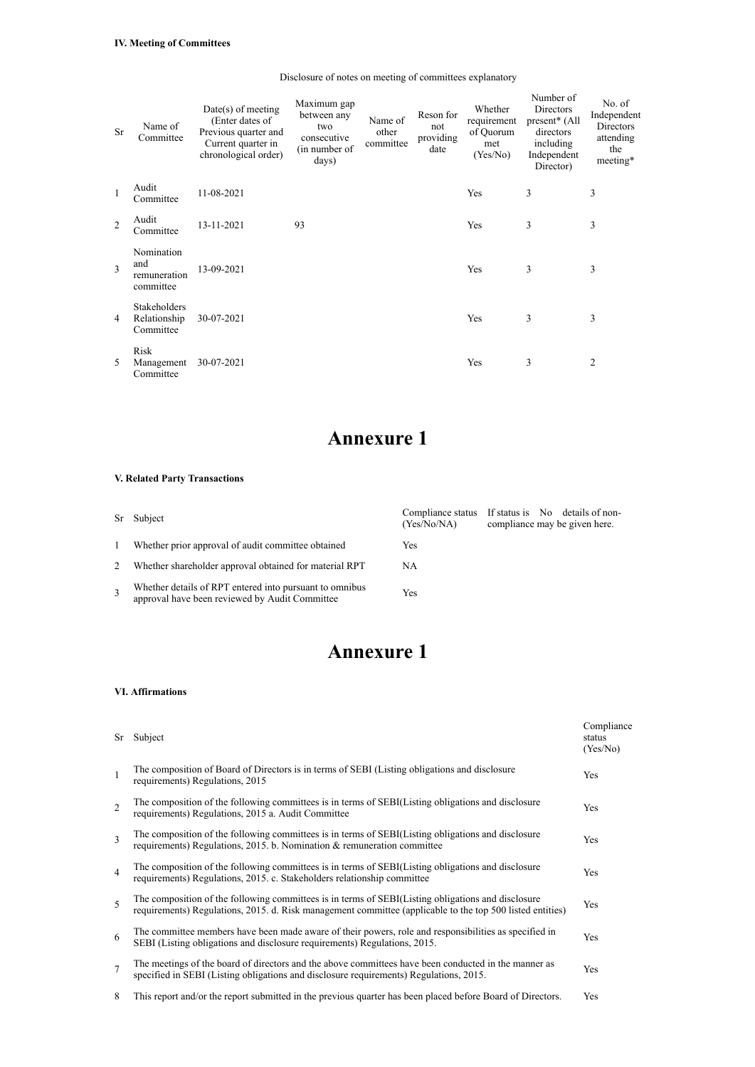**IV. Meeting of Committees**

Disclosure of notes on meeting of committees explanatory

| Sr | Name of Committee | Date(s) of meeting (Enter dates of Previous quarter and Current quarter in chronological order) | Maximum gap between any two consecutive (in number of days) | Name of other committee | Reson for not providing date | Whether requirement of Quorum met (Yes/No) | Number of Directors present* (All directors including Independent Director) | No. of Independent Directors attending the meeting* |
|---|---|---|---|---|---|---|---|---|
| 1 | Audit Committee | 11-08-2021 | | | | Yes | 3 | 3 |
| 2 | Audit Committee | 13-11-2021 | 93 | | | Yes | 3 | 3 |
| 3 | Nomination and remuneration committee | 13-09-2021 | | | | Yes | 3 | 3 |
| 4 | Stakeholders Relationship Committee | 30-07-2021 | | | | Yes | 3 | 3 |
| 5 | Risk Management Committee | 30-07-2021 | | | | Yes | 3 | 2 |

# Annexure 1

**V. Related Party Transactions**

| Sr | Subject | Compliance status (Yes/No/NA) | If status is No details of non-compliance may be given here. |
|---|---|---|---|
| 1 | Whether prior approval of audit committee obtained | Yes | |
| 2 | Whether shareholder approval obtained for material RPT | NA | |
| 3 | Whether details of RPT entered into pursuant to omnibus approval have been reviewed by Audit Committee | Yes | |

# Annexure 1

**VI. Affirmations**

| Sr | Subject | Compliance status (Yes/No) |
|---|---|---|
| 1 | The composition of Board of Directors is in terms of SEBI (Listing obligations and disclosure requirements) Regulations, 2015 | Yes |
| 2 | The composition of the following committees is in terms of SEBI(Listing obligations and disclosure requirements) Regulations, 2015 a. Audit Committee | Yes |
| 3 | The composition of the following committees is in terms of SEBI(Listing obligations and disclosure requirements) Regulations, 2015. b. Nomination & remuneration committee | Yes |
| 4 | The composition of the following committees is in terms of SEBI(Listing obligations and disclosure requirements) Regulations, 2015. c. Stakeholders relationship committee | Yes |
| 5 | The composition of the following committees is in terms of SEBI(Listing obligations and disclosure requirements) Regulations, 2015. d. Risk management committee (applicable to the top 500 listed entities) | Yes |
| 6 | The committee members have been made aware of their powers, role and responsibilities as specified in SEBI (Listing obligations and disclosure requirements) Regulations, 2015. | Yes |
| 7 | The meetings of the board of directors and the above committees have been conducted in the manner as specified in SEBI (Listing obligations and disclosure requirements) Regulations, 2015. | Yes |
| 8 | This report and/or the report submitted in the previous quarter has been placed before Board of Directors. | Yes |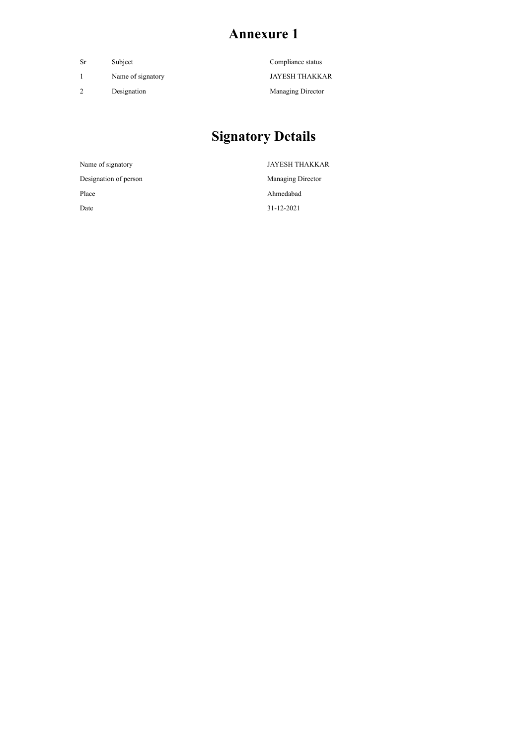# Annexure 1

| Sr | Subject | Compliance status |
|---|---|---|
| 1 | Name of signatory | JAYESH THAKKAR |
| 2 | Designation | Managing Director |

# Signatory Details

| | |
|---|---|
| Name of signatory | JAYESH THAKKAR |
| Designation of person | Managing Director |
| Place | Ahmedabad |
| Date | 31-12-2021 |